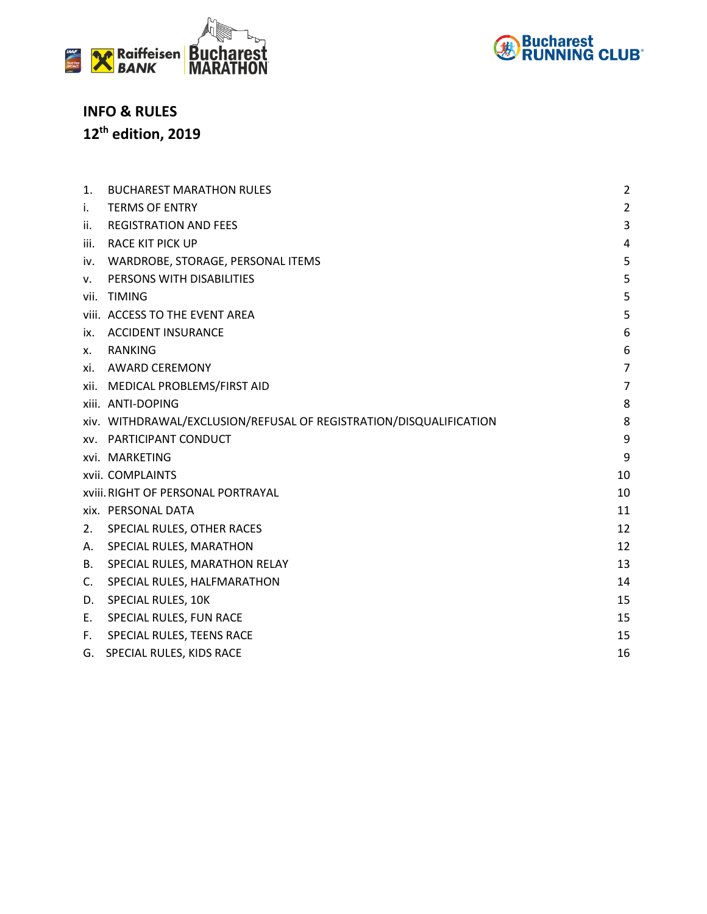# INFO & RULES

## 12th edition, 2019

| | | |
|---|---|---|
| 1. | BUCHAREST MARATHON RULES | 2 |
| i. | TERMS OF ENTRY | 2 |
| ii. | REGISTRATION AND FEES | 3 |
| iii. | RACE KIT PICK UP | 4 |
| iv. | WARDROBE, STORAGE, PERSONAL ITEMS | 5 |
| v. | PERSONS WITH DISABILITIES | 5 |
| vii. | TIMING | 5 |
| viii. | ACCESS TO THE EVENT AREA | 5 |
| ix. | ACCIDENT INSURANCE | 6 |
| x. | RANKING | 6 |
| xi. | AWARD CEREMONY | 7 |
| xii. | MEDICAL PROBLEMS/FIRST AID | 7 |
| xiii. | ANTI-DOPING | 8 |
| xiv. | WITHDRAWAL/EXCLUSION/REFUSAL OF REGISTRATION/DISQUALIFICATION | 8 |
| xv. | PARTICIPANT CONDUCT | 9 |
| xvi. | MARKETING | 9 |
| xvii. | COMPLAINTS | 10 |
| xviii. | RIGHT OF PERSONAL PORTRAYAL | 10 |
| xix. | PERSONAL DATA | 11 |
| 2. | SPECIAL RULES, OTHER RACES | 12 |
| A. | SPECIAL RULES, MARATHON | 12 |
| B. | SPECIAL RULES, MARATHON RELAY | 13 |
| C. | SPECIAL RULES, HALFMARATHON | 14 |
| D. | SPECIAL RULES, 10K | 15 |
| E. | SPECIAL RULES, FUN RACE | 15 |
| F. | SPECIAL RULES, TEENS RACE | 15 |
| G. | SPECIAL RULES, KIDS RACE | 16 |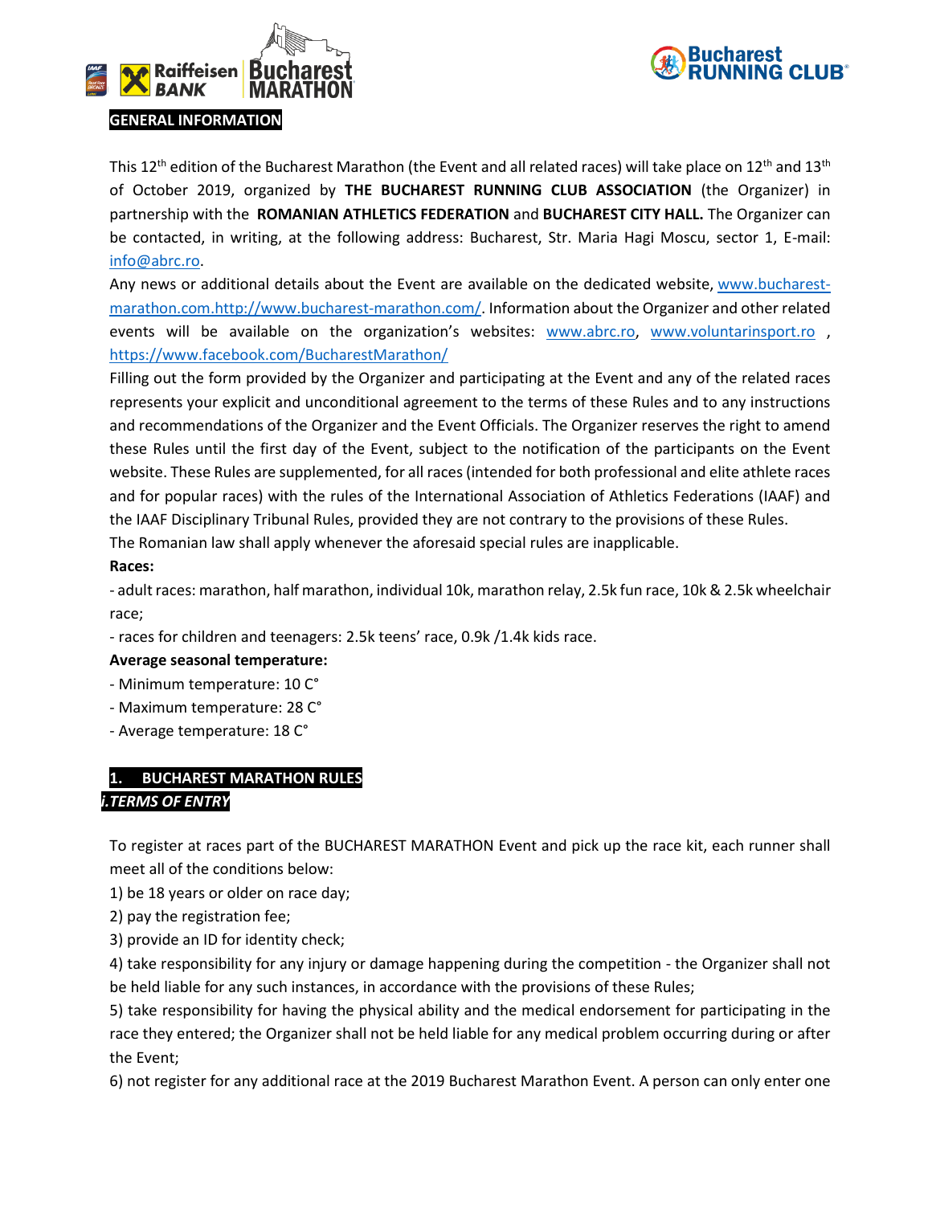## GENERAL INFORMATION

This 12th edition of the Bucharest Marathon (the Event and all related races) will take place on 12th and 13th of October 2019, organized by **THE BUCHAREST RUNNING CLUB ASSOCIATION** (the Organizer) in partnership with the **ROMANIAN ATHLETICS FEDERATION** and **BUCHAREST CITY HALL.** The Organizer can be contacted, in writing, at the following address: Bucharest, Str. Maria Hagi Moscu, sector 1, E-mail: info@abrc.ro.

Any news or additional details about the Event are available on the dedicated website, www.bucharest-marathon.com.http://www.bucharest-marathon.com/. Information about the Organizer and other related events will be available on the organization's websites: www.abrc.ro, www.voluntarinsport.ro , https://www.facebook.com/BucharestMarathon/

Filling out the form provided by the Organizer and participating at the Event and any of the related races represents your explicit and unconditional agreement to the terms of these Rules and to any instructions and recommendations of the Organizer and the Event Officials. The Organizer reserves the right to amend these Rules until the first day of the Event, subject to the notification of the participants on the Event website. These Rules are supplemented, for all races (intended for both professional and elite athlete races and for popular races) with the rules of the International Association of Athletics Federations (IAAF) and the IAAF Disciplinary Tribunal Rules, provided they are not contrary to the provisions of these Rules.

The Romanian law shall apply whenever the aforesaid special rules are inapplicable.

**Races:**

- adult races: marathon, half marathon, individual 10k, marathon relay, 2.5k fun race, 10k & 2.5k wheelchair race;
- races for children and teenagers: 2.5k teens' race, 0.9k /1.4k kids race.

**Average seasonal temperature:**

- Minimum temperature: 10 C°
- Maximum temperature: 28 C°
- Average temperature: 18 C°

## 1. BUCHAREST MARATHON RULES

### *i.TERMS OF ENTRY*

To register at races part of the BUCHAREST MARATHON Event and pick up the race kit, each runner shall meet all of the conditions below:

1) be 18 years or older on race day;
2) pay the registration fee;
3) provide an ID for identity check;
4) take responsibility for any injury or damage happening during the competition - the Organizer shall not be held liable for any such instances, in accordance with the provisions of these Rules;
5) take responsibility for having the physical ability and the medical endorsement for participating in the race they entered; the Organizer shall not be held liable for any medical problem occurring during or after the Event;
6) not register for any additional race at the 2019 Bucharest Marathon Event. A person can only enter one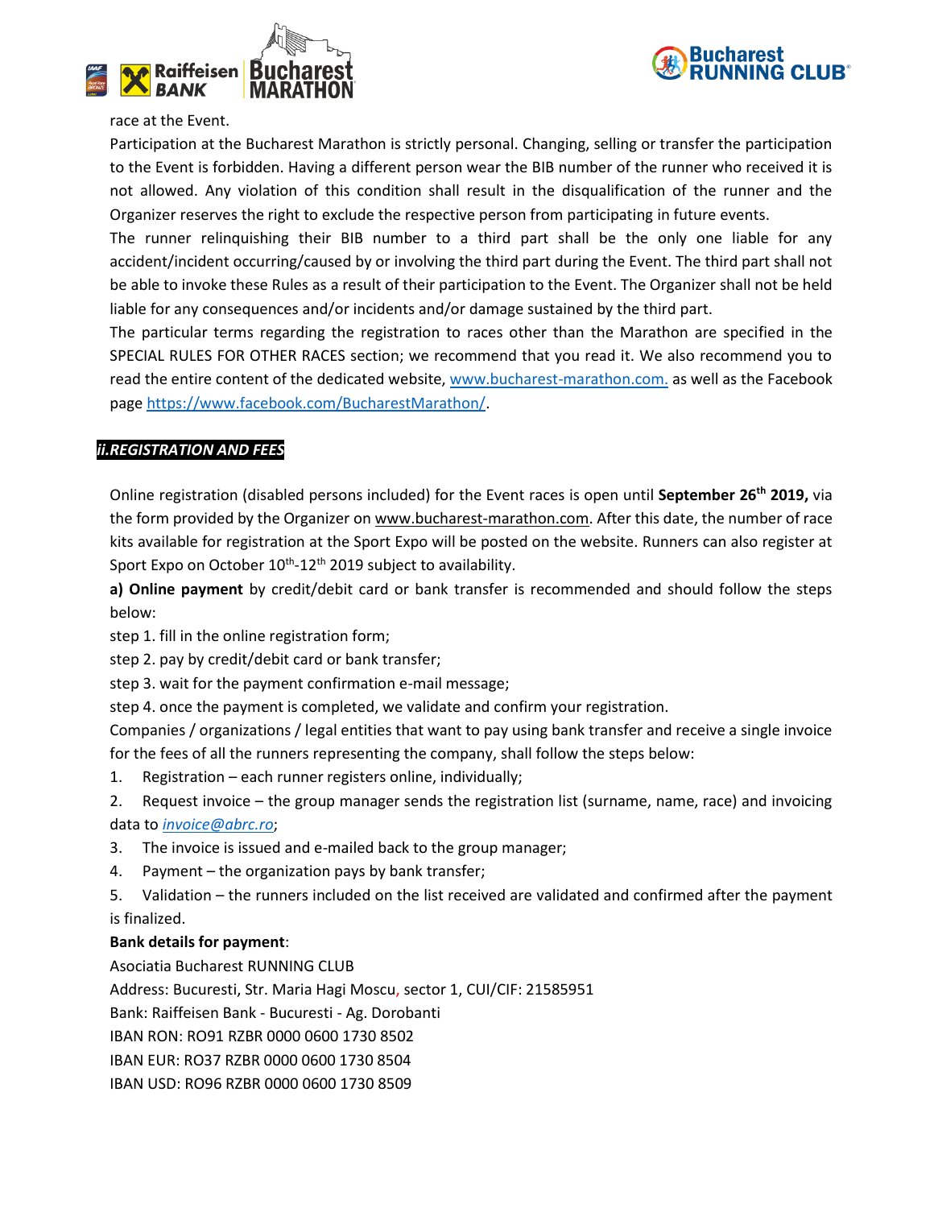race at the Event.

Participation at the Bucharest Marathon is strictly personal. Changing, selling or transfer the participation to the Event is forbidden. Having a different person wear the BIB number of the runner who received it is not allowed. Any violation of this condition shall result in the disqualification of the runner and the Organizer reserves the right to exclude the respective person from participating in future events.

The runner relinquishing their BIB number to a third part shall be the only one liable for any accident/incident occurring/caused by or involving the third part during the Event. The third part shall not be able to invoke these Rules as a result of their participation to the Event. The Organizer shall not be held liable for any consequences and/or incidents and/or damage sustained by the third part.

The particular terms regarding the registration to races other than the Marathon are specified in the SPECIAL RULES FOR OTHER RACES section; we recommend that you read it. We also recommend you to read the entire content of the dedicated website, www.bucharest-marathon.com. as well as the Facebook page https://www.facebook.com/BucharestMarathon/.

## *ii.REGISTRATION AND FEES*

Online registration (disabled persons included) for the Event races is open until **September 26th 2019,** via the form provided by the Organizer on www.bucharest-marathon.com. After this date, the number of race kits available for registration at the Sport Expo will be posted on the website. Runners can also register at Sport Expo on October 10th-12th 2019 subject to availability.

**a) Online payment** by credit/debit card or bank transfer is recommended and should follow the steps below:

step 1. fill in the online registration form;

step 2. pay by credit/debit card or bank transfer;

step 3. wait for the payment confirmation e-mail message;

step 4. once the payment is completed, we validate and confirm your registration.

Companies / organizations / legal entities that want to pay using bank transfer and receive a single invoice for the fees of all the runners representing the company, shall follow the steps below:

1. Registration – each runner registers online, individually;
2. Request invoice – the group manager sends the registration list (surname, name, race) and invoicing data to *invoice@abrc.ro*;
3. The invoice is issued and e-mailed back to the group manager;
4. Payment – the organization pays by bank transfer;
5. Validation – the runners included on the list received are validated and confirmed after the payment is finalized.

**Bank details for payment**:

Asociatia Bucharest RUNNING CLUB

Address: Bucuresti, Str. Maria Hagi Moscu, sector 1, CUI/CIF: 21585951

Bank: Raiffeisen Bank - Bucuresti - Ag. Dorobanti

IBAN RON: RO91 RZBR 0000 0600 1730 8502

IBAN EUR: RO37 RZBR 0000 0600 1730 8504

IBAN USD: RO96 RZBR 0000 0600 1730 8509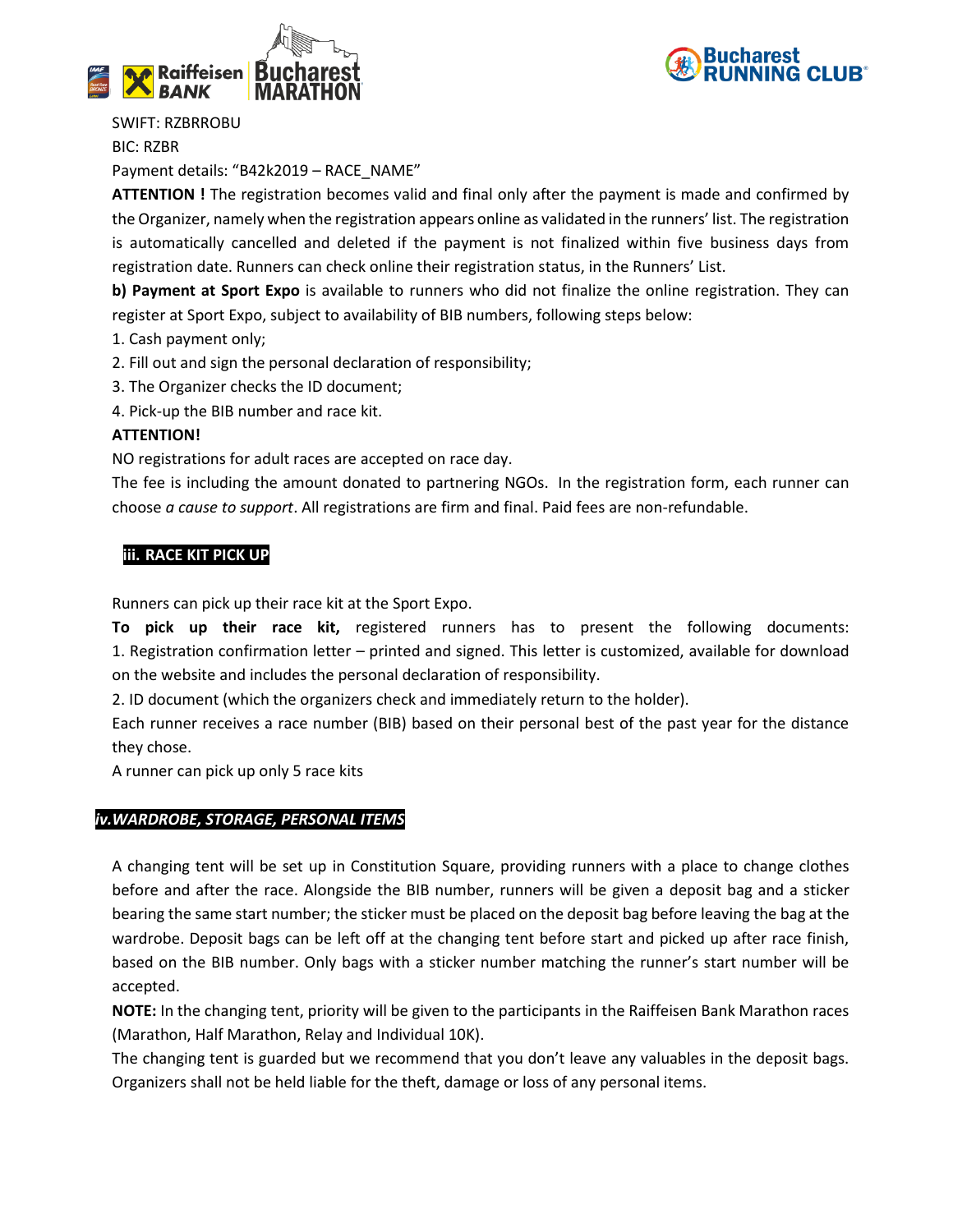SWIFT: RZBRROBU

BIC: RZBR

Payment details: "B42k2019 – RACE_NAME"

**ATTENTION !** The registration becomes valid and final only after the payment is made and confirmed by the Organizer, namely when the registration appears online as validated in the runners' list. The registration is automatically cancelled and deleted if the payment is not finalized within five business days from registration date. Runners can check online their registration status, in the Runners' List.

**b) Payment at Sport Expo** is available to runners who did not finalize the online registration. They can register at Sport Expo, subject to availability of BIB numbers, following steps below:

1. Cash payment only;
2. Fill out and sign the personal declaration of responsibility;
3. The Organizer checks the ID document;
4. Pick-up the BIB number and race kit.

**ATTENTION!**

NO registrations for adult races are accepted on race day.

The fee is including the amount donated to partnering NGOs. In the registration form, each runner can choose *a cause to support*. All registrations are firm and final. Paid fees are non-refundable.

### iii. RACE KIT PICK UP

Runners can pick up their race kit at the Sport Expo.

**To pick up their race kit,** registered runners has to present the following documents:
1. Registration confirmation letter – printed and signed. This letter is customized, available for download on the website and includes the personal declaration of responsibility.
2. ID document (which the organizers check and immediately return to the holder).

Each runner receives a race number (BIB) based on their personal best of the past year for the distance they chose.

A runner can pick up only 5 race kits

### *iv.WARDROBE, STORAGE, PERSONAL ITEMS*

A changing tent will be set up in Constitution Square, providing runners with a place to change clothes before and after the race. Alongside the BIB number, runners will be given a deposit bag and a sticker bearing the same start number; the sticker must be placed on the deposit bag before leaving the bag at the wardrobe. Deposit bags can be left off at the changing tent before start and picked up after race finish, based on the BIB number. Only bags with a sticker number matching the runner's start number will be accepted.

**NOTE:** In the changing tent, priority will be given to the participants in the Raiffeisen Bank Marathon races (Marathon, Half Marathon, Relay and Individual 10K).

The changing tent is guarded but we recommend that you don't leave any valuables in the deposit bags. Organizers shall not be held liable for the theft, damage or loss of any personal items.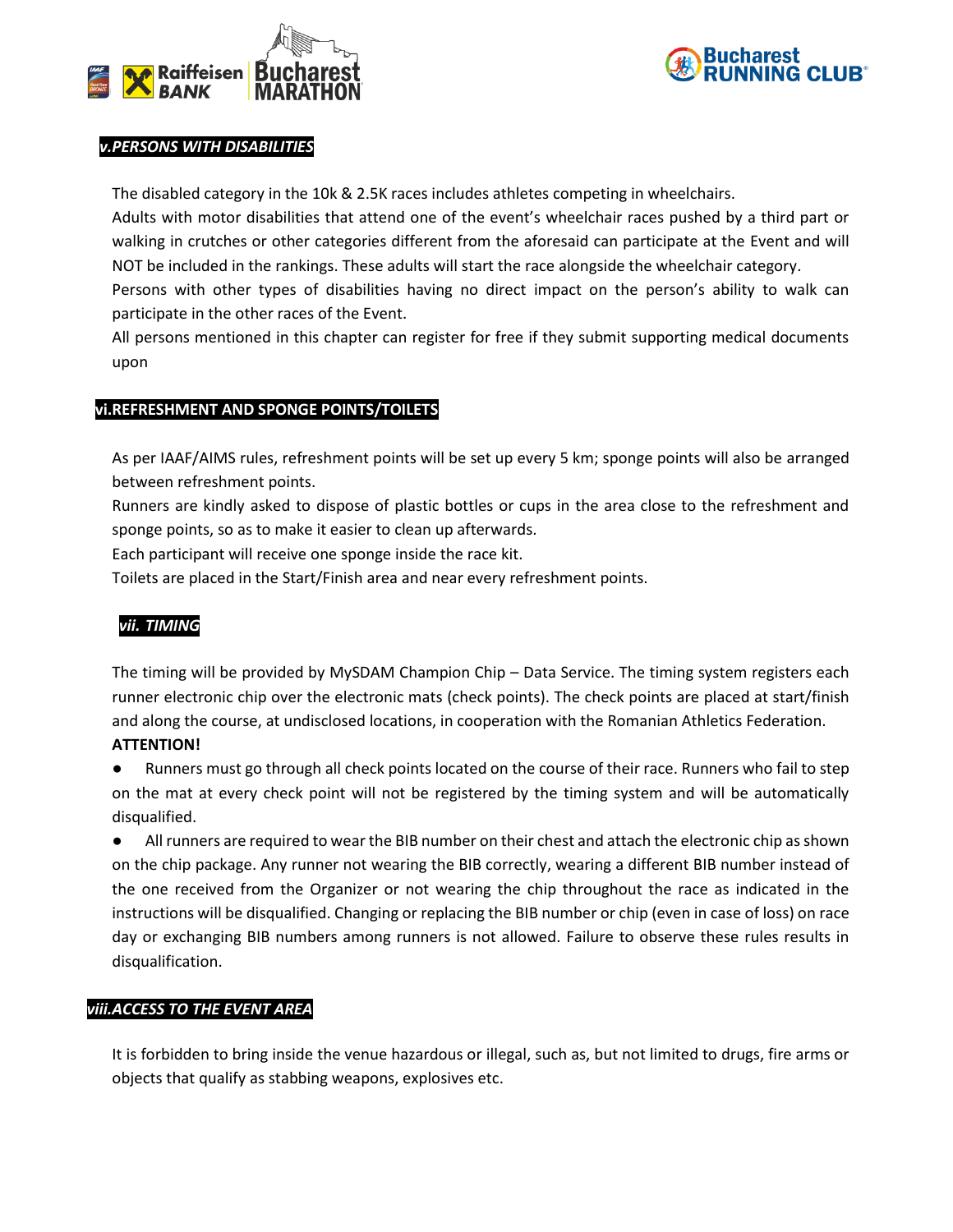### *v.PERSONS WITH DISABILITIES*

The disabled category in the 10k & 2.5K races includes athletes competing in wheelchairs.

Adults with motor disabilities that attend one of the event's wheelchair races pushed by a third part or walking in crutches or other categories different from the aforesaid can participate at the Event and will NOT be included in the rankings. These adults will start the race alongside the wheelchair category.

Persons with other types of disabilities having no direct impact on the person's ability to walk can participate in the other races of the Event.

All persons mentioned in this chapter can register for free if they submit supporting medical documents upon

### vi.REFRESHMENT AND SPONGE POINTS/TOILETS

As per IAAF/AIMS rules, refreshment points will be set up every 5 km; sponge points will also be arranged between refreshment points.

Runners are kindly asked to dispose of plastic bottles or cups in the area close to the refreshment and sponge points, so as to make it easier to clean up afterwards.

Each participant will receive one sponge inside the race kit.

Toilets are placed in the Start/Finish area and near every refreshment points.

### *vii. TIMING*

The timing will be provided by MySDAM Champion Chip – Data Service. The timing system registers each runner electronic chip over the electronic mats (check points). The check points are placed at start/finish and along the course, at undisclosed locations, in cooperation with the Romanian Athletics Federation.

**ATTENTION!**

- Runners must go through all check points located on the course of their race. Runners who fail to step on the mat at every check point will not be registered by the timing system and will be automatically disqualified.
- All runners are required to wear the BIB number on their chest and attach the electronic chip as shown on the chip package. Any runner not wearing the BIB correctly, wearing a different BIB number instead of the one received from the Organizer or not wearing the chip throughout the race as indicated in the instructions will be disqualified. Changing or replacing the BIB number or chip (even in case of loss) on race day or exchanging BIB numbers among runners is not allowed. Failure to observe these rules results in disqualification.

### *viii.ACCESS TO THE EVENT AREA*

It is forbidden to bring inside the venue hazardous or illegal, such as, but not limited to drugs, fire arms or objects that qualify as stabbing weapons, explosives etc.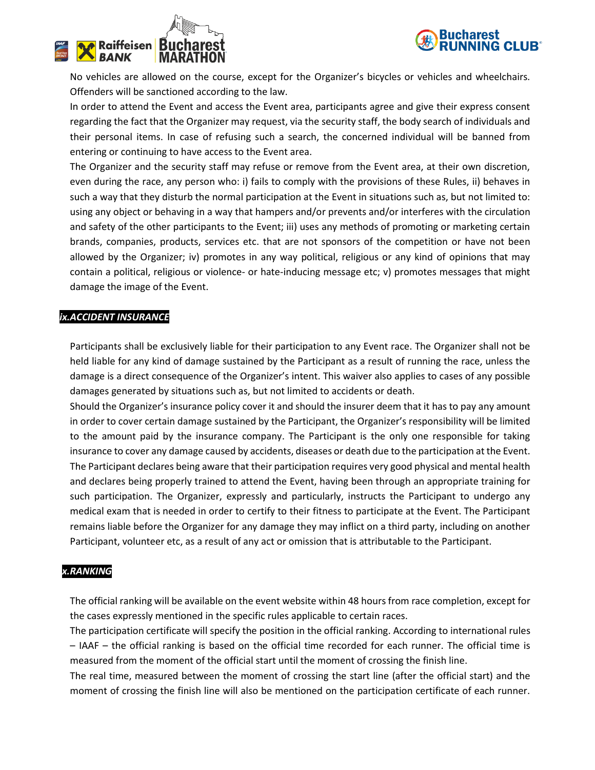No vehicles are allowed on the course, except for the Organizer's bicycles or vehicles and wheelchairs. Offenders will be sanctioned according to the law.

In order to attend the Event and access the Event area, participants agree and give their express consent regarding the fact that the Organizer may request, via the security staff, the body search of individuals and their personal items. In case of refusing such a search, the concerned individual will be banned from entering or continuing to have access to the Event area.

The Organizer and the security staff may refuse or remove from the Event area, at their own discretion, even during the race, any person who: i) fails to comply with the provisions of these Rules, ii) behaves in such a way that they disturb the normal participation at the Event in situations such as, but not limited to: using any object or behaving in a way that hampers and/or prevents and/or interferes with the circulation and safety of the other participants to the Event; iii) uses any methods of promoting or marketing certain brands, companies, products, services etc. that are not sponsors of the competition or have not been allowed by the Organizer; iv) promotes in any way political, religious or any kind of opinions that may contain a political, religious or violence- or hate-inducing message etc; v) promotes messages that might damage the image of the Event.

### *ix.ACCIDENT INSURANCE*

Participants shall be exclusively liable for their participation to any Event race. The Organizer shall not be held liable for any kind of damage sustained by the Participant as a result of running the race, unless the damage is a direct consequence of the Organizer's intent. This waiver also applies to cases of any possible damages generated by situations such as, but not limited to accidents or death.

Should the Organizer's insurance policy cover it and should the insurer deem that it has to pay any amount in order to cover certain damage sustained by the Participant, the Organizer's responsibility will be limited to the amount paid by the insurance company. The Participant is the only one responsible for taking insurance to cover any damage caused by accidents, diseases or death due to the participation at the Event. The Participant declares being aware that their participation requires very good physical and mental health and declares being properly trained to attend the Event, having been through an appropriate training for such participation. The Organizer, expressly and particularly, instructs the Participant to undergo any medical exam that is needed in order to certify to their fitness to participate at the Event. The Participant remains liable before the Organizer for any damage they may inflict on a third party, including on another Participant, volunteer etc, as a result of any act or omission that is attributable to the Participant.

### *x.RANKING*

The official ranking will be available on the event website within 48 hours from race completion, except for the cases expressly mentioned in the specific rules applicable to certain races.

The participation certificate will specify the position in the official ranking. According to international rules – IAAF – the official ranking is based on the official time recorded for each runner. The official time is measured from the moment of the official start until the moment of crossing the finish line.

The real time, measured between the moment of crossing the start line (after the official start) and the moment of crossing the finish line will also be mentioned on the participation certificate of each runner.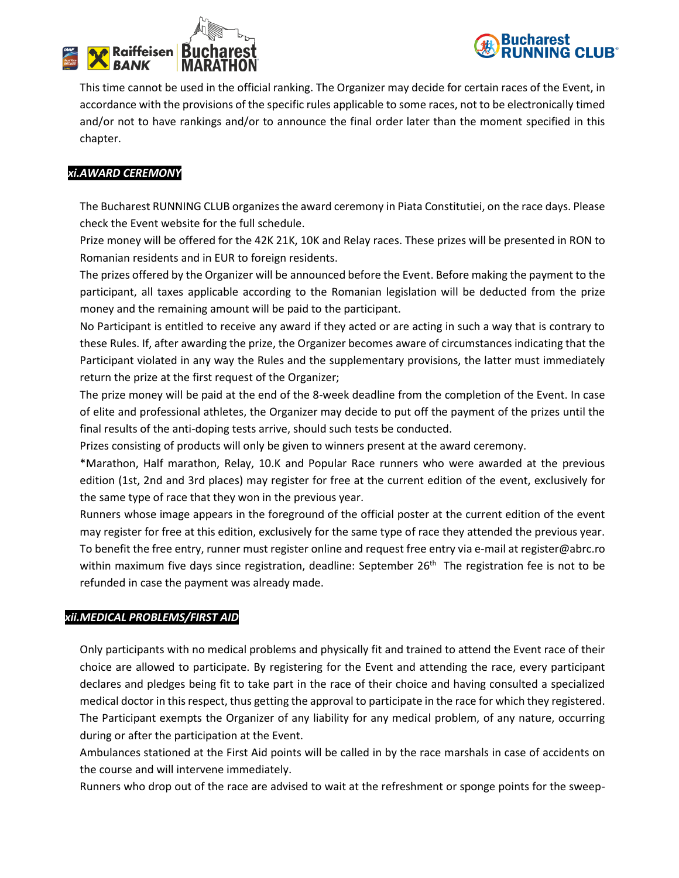This time cannot be used in the official ranking. The Organizer may decide for certain races of the Event, in accordance with the provisions of the specific rules applicable to some races, not to be electronically timed and/or not to have rankings and/or to announce the final order later than the moment specified in this chapter.

### *xi.AWARD CEREMONY*

The Bucharest RUNNING CLUB organizes the award ceremony in Piata Constitutiei, on the race days. Please check the Event website for the full schedule.

Prize money will be offered for the 42K 21K, 10K and Relay races. These prizes will be presented in RON to Romanian residents and in EUR to foreign residents.

The prizes offered by the Organizer will be announced before the Event. Before making the payment to the participant, all taxes applicable according to the Romanian legislation will be deducted from the prize money and the remaining amount will be paid to the participant.

No Participant is entitled to receive any award if they acted or are acting in such a way that is contrary to these Rules. If, after awarding the prize, the Organizer becomes aware of circumstances indicating that the Participant violated in any way the Rules and the supplementary provisions, the latter must immediately return the prize at the first request of the Organizer;

The prize money will be paid at the end of the 8-week deadline from the completion of the Event. In case of elite and professional athletes, the Organizer may decide to put off the payment of the prizes until the final results of the anti-doping tests arrive, should such tests be conducted.

Prizes consisting of products will only be given to winners present at the award ceremony.

*Marathon, Half marathon, Relay, 10.K and Popular Race runners who were awarded at the previous edition (1st, 2nd and 3rd places) may register for free at the current edition of the event, exclusively for the same type of race that they won in the previous year.

Runners whose image appears in the foreground of the official poster at the current edition of the event may register for free at this edition, exclusively for the same type of race they attended the previous year. To benefit the free entry, runner must register online and request free entry via e-mail at register@abrc.ro within maximum five days since registration, deadline: September 26th The registration fee is not to be refunded in case the payment was already made.

### *xii.MEDICAL PROBLEMS/FIRST AID*

Only participants with no medical problems and physically fit and trained to attend the Event race of their choice are allowed to participate. By registering for the Event and attending the race, every participant declares and pledges being fit to take part in the race of their choice and having consulted a specialized medical doctor in this respect, thus getting the approval to participate in the race for which they registered. The Participant exempts the Organizer of any liability for any medical problem, of any nature, occurring during or after the participation at the Event.

Ambulances stationed at the First Aid points will be called in by the race marshals in case of accidents on the course and will intervene immediately.

Runners who drop out of the race are advised to wait at the refreshment or sponge points for the sweep-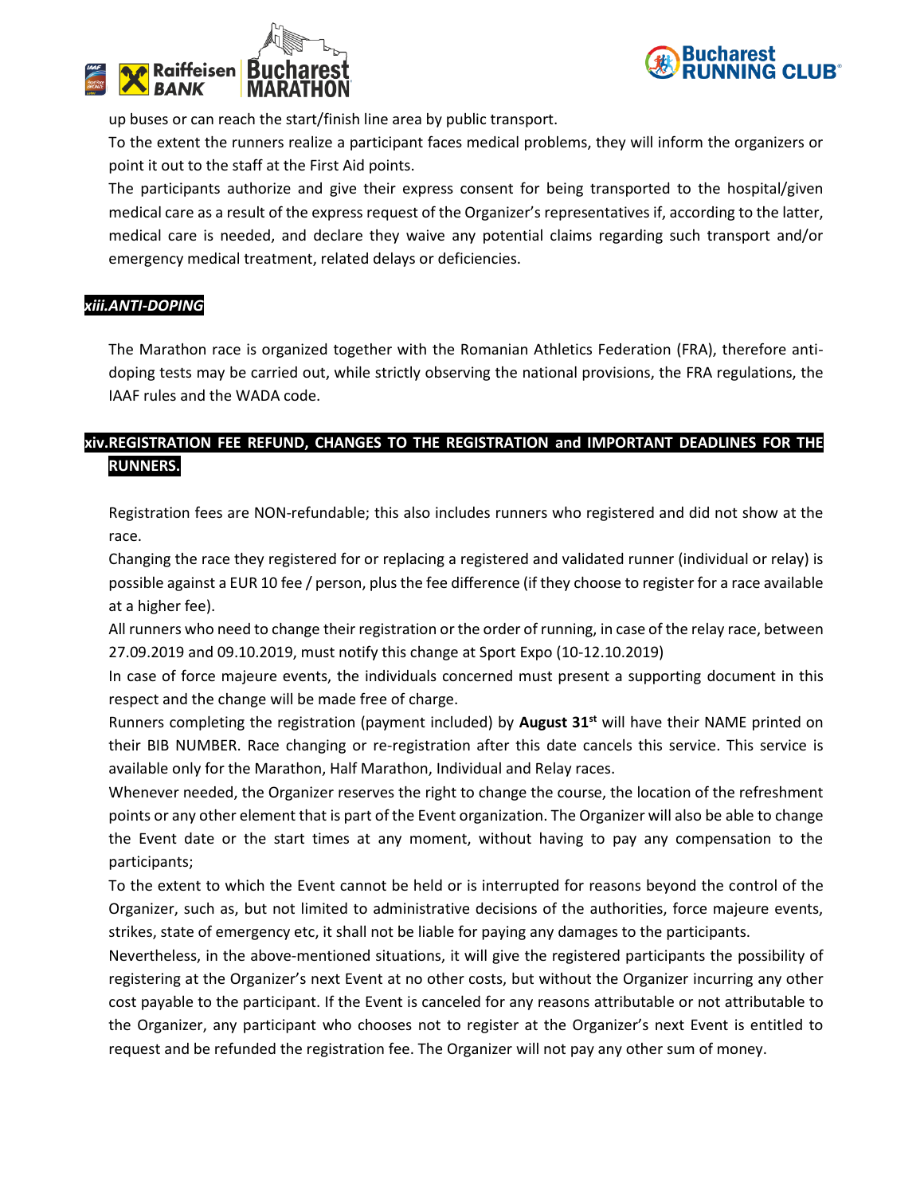up buses or can reach the start/finish line area by public transport.

To the extent the runners realize a participant faces medical problems, they will inform the organizers or point it out to the staff at the First Aid points.

The participants authorize and give their express consent for being transported to the hospital/given medical care as a result of the express request of the Organizer's representatives if, according to the latter, medical care is needed, and declare they waive any potential claims regarding such transport and/or emergency medical treatment, related delays or deficiencies.

### ***xiii.ANTI-DOPING***

The Marathon race is organized together with the Romanian Athletics Federation (FRA), therefore anti-doping tests may be carried out, while strictly observing the national provisions, the FRA regulations, the IAAF rules and the WADA code.

### **xiv.REGISTRATION FEE REFUND, CHANGES TO THE REGISTRATION and IMPORTANT DEADLINES FOR THE RUNNERS.**

Registration fees are NON-refundable; this also includes runners who registered and did not show at the race.

Changing the race they registered for or replacing a registered and validated runner (individual or relay) is possible against a EUR 10 fee / person, plus the fee difference (if they choose to register for a race available at a higher fee).

All runners who need to change their registration or the order of running, in case of the relay race, between 27.09.2019 and 09.10.2019, must notify this change at Sport Expo (10-12.10.2019)

In case of force majeure events, the individuals concerned must present a supporting document in this respect and the change will be made free of charge.

Runners completing the registration (payment included) by **August 31st** will have their NAME printed on their BIB NUMBER. Race changing or re-registration after this date cancels this service. This service is available only for the Marathon, Half Marathon, Individual and Relay races.

Whenever needed, the Organizer reserves the right to change the course, the location of the refreshment points or any other element that is part of the Event organization. The Organizer will also be able to change the Event date or the start times at any moment, without having to pay any compensation to the participants;

To the extent to which the Event cannot be held or is interrupted for reasons beyond the control of the Organizer, such as, but not limited to administrative decisions of the authorities, force majeure events, strikes, state of emergency etc, it shall not be liable for paying any damages to the participants.

Nevertheless, in the above-mentioned situations, it will give the registered participants the possibility of registering at the Organizer's next Event at no other costs, but without the Organizer incurring any other cost payable to the participant. If the Event is canceled for any reasons attributable or not attributable to the Organizer, any participant who chooses not to register at the Organizer's next Event is entitled to request and be refunded the registration fee. The Organizer will not pay any other sum of money.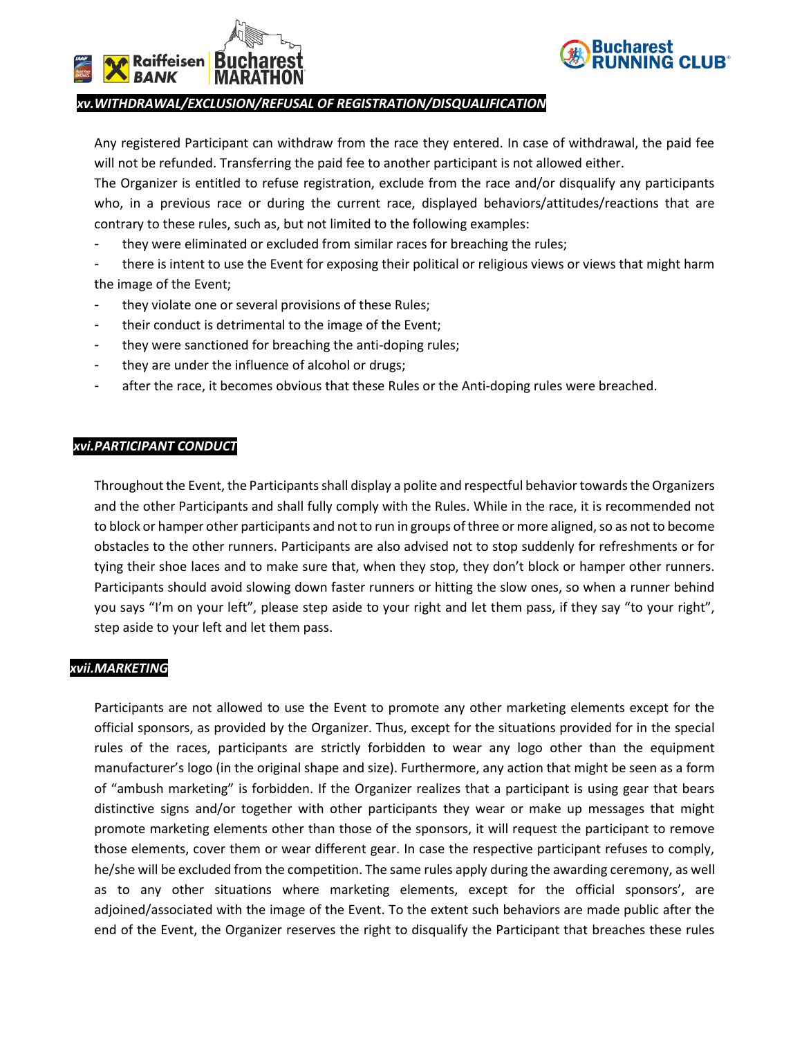### *xv.WITHDRAWAL/EXCLUSION/REFUSAL OF REGISTRATION/DISQUALIFICATION*

Any registered Participant can withdraw from the race they entered. In case of withdrawal, the paid fee will not be refunded. Transferring the paid fee to another participant is not allowed either.

The Organizer is entitled to refuse registration, exclude from the race and/or disqualify any participants who, in a previous race or during the current race, displayed behaviors/attitudes/reactions that are contrary to these rules, such as, but not limited to the following examples:

- they were eliminated or excluded from similar races for breaching the rules;
- there is intent to use the Event for exposing their political or religious views or views that might harm the image of the Event;
- they violate one or several provisions of these Rules;
- their conduct is detrimental to the image of the Event;
- they were sanctioned for breaching the anti-doping rules;
- they are under the influence of alcohol or drugs;
- after the race, it becomes obvious that these Rules or the Anti-doping rules were breached.

### *xvi.PARTICIPANT CONDUCT*

Throughout the Event, the Participants shall display a polite and respectful behavior towards the Organizers and the other Participants and shall fully comply with the Rules. While in the race, it is recommended not to block or hamper other participants and not to run in groups of three or more aligned, so as not to become obstacles to the other runners. Participants are also advised not to stop suddenly for refreshments or for tying their shoe laces and to make sure that, when they stop, they don't block or hamper other runners. Participants should avoid slowing down faster runners or hitting the slow ones, so when a runner behind you says "I'm on your left", please step aside to your right and let them pass, if they say "to your right", step aside to your left and let them pass.

### *xvii.MARKETING*

Participants are not allowed to use the Event to promote any other marketing elements except for the official sponsors, as provided by the Organizer. Thus, except for the situations provided for in the special rules of the races, participants are strictly forbidden to wear any logo other than the equipment manufacturer's logo (in the original shape and size). Furthermore, any action that might be seen as a form of "ambush marketing" is forbidden. If the Organizer realizes that a participant is using gear that bears distinctive signs and/or together with other participants they wear or make up messages that might promote marketing elements other than those of the sponsors, it will request the participant to remove those elements, cover them or wear different gear. In case the respective participant refuses to comply, he/she will be excluded from the competition. The same rules apply during the awarding ceremony, as well as to any other situations where marketing elements, except for the official sponsors', are adjoined/associated with the image of the Event. To the extent such behaviors are made public after the end of the Event, the Organizer reserves the right to disqualify the Participant that breaches these rules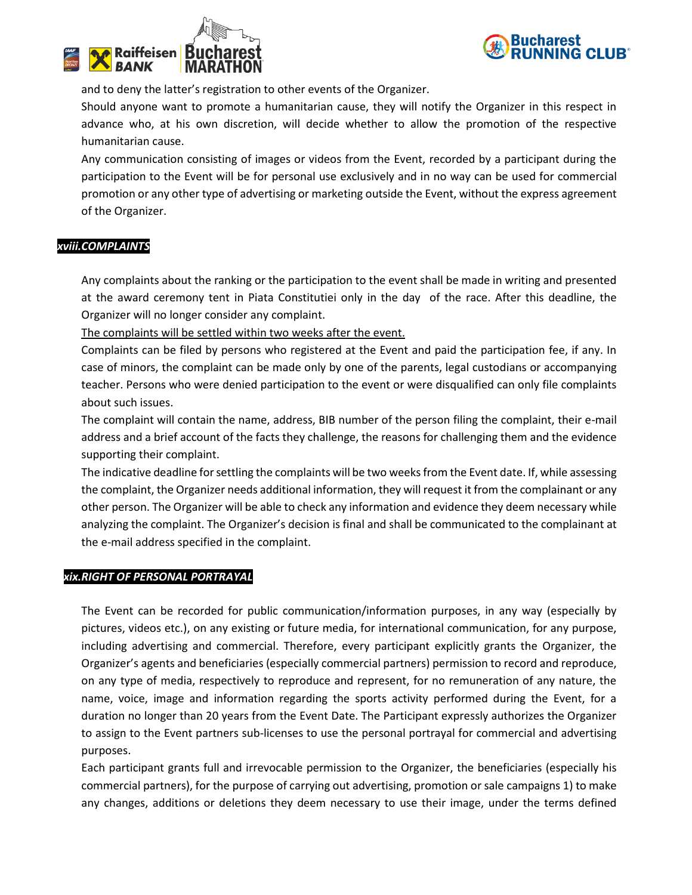and to deny the latter's registration to other events of the Organizer.

Should anyone want to promote a humanitarian cause, they will notify the Organizer in this respect in advance who, at his own discretion, will decide whether to allow the promotion of the respective humanitarian cause.

Any communication consisting of images or videos from the Event, recorded by a participant during the participation to the Event will be for personal use exclusively and in no way can be used for commercial promotion or any other type of advertising or marketing outside the Event, without the express agreement of the Organizer.

## *xviii.COMPLAINTS*

Any complaints about the ranking or the participation to the event shall be made in writing and presented at the award ceremony tent in Piata Constitutiei only in the day of the race. After this deadline, the Organizer will no longer consider any complaint.

The complaints will be settled within two weeks after the event.

Complaints can be filed by persons who registered at the Event and paid the participation fee, if any. In case of minors, the complaint can be made only by one of the parents, legal custodians or accompanying teacher. Persons who were denied participation to the event or were disqualified can only file complaints about such issues.

The complaint will contain the name, address, BIB number of the person filing the complaint, their e-mail address and a brief account of the facts they challenge, the reasons for challenging them and the evidence supporting their complaint.

The indicative deadline for settling the complaints will be two weeks from the Event date. If, while assessing the complaint, the Organizer needs additional information, they will request it from the complainant or any other person. The Organizer will be able to check any information and evidence they deem necessary while analyzing the complaint. The Organizer's decision is final and shall be communicated to the complainant at the e-mail address specified in the complaint.

## *xix.RIGHT OF PERSONAL PORTRAYAL*

The Event can be recorded for public communication/information purposes, in any way (especially by pictures, videos etc.), on any existing or future media, for international communication, for any purpose, including advertising and commercial. Therefore, every participant explicitly grants the Organizer, the Organizer's agents and beneficiaries (especially commercial partners) permission to record and reproduce, on any type of media, respectively to reproduce and represent, for no remuneration of any nature, the name, voice, image and information regarding the sports activity performed during the Event, for a duration no longer than 20 years from the Event Date. The Participant expressly authorizes the Organizer to assign to the Event partners sub-licenses to use the personal portrayal for commercial and advertising purposes.

Each participant grants full and irrevocable permission to the Organizer, the beneficiaries (especially his commercial partners), for the purpose of carrying out advertising, promotion or sale campaigns 1) to make any changes, additions or deletions they deem necessary to use their image, under the terms defined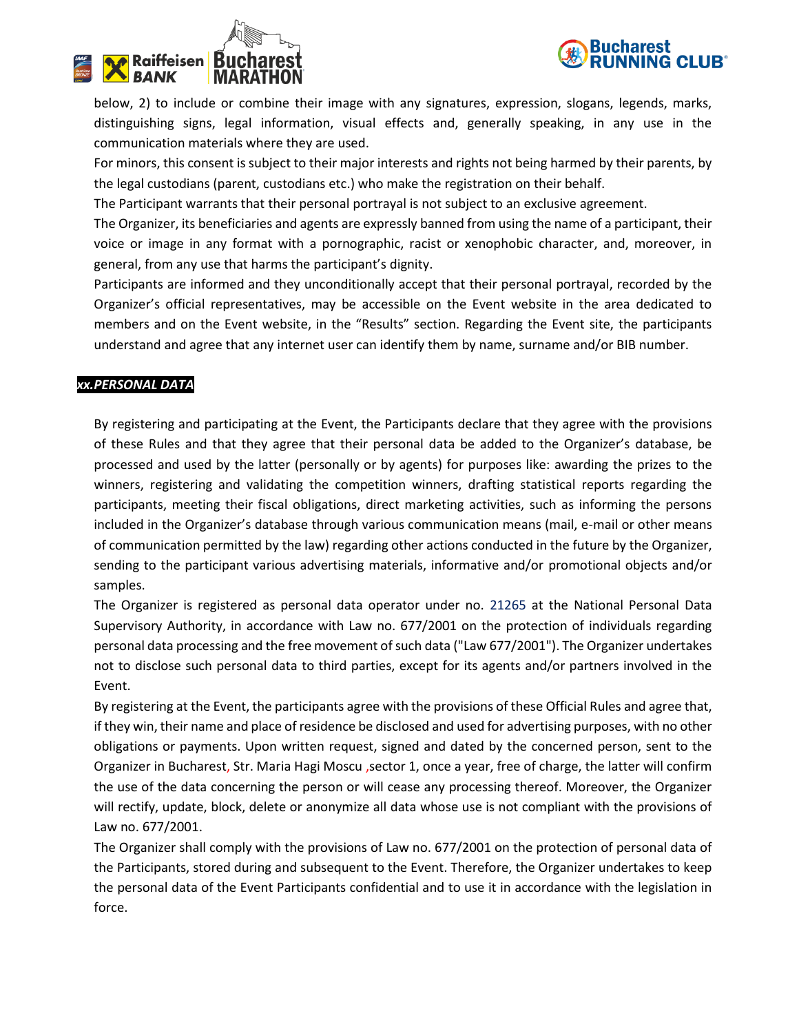below, 2) to include or combine their image with any signatures, expression, slogans, legends, marks, distinguishing signs, legal information, visual effects and, generally speaking, in any use in the communication materials where they are used.

For minors, this consent is subject to their major interests and rights not being harmed by their parents, by the legal custodians (parent, custodians etc.) who make the registration on their behalf.

The Participant warrants that their personal portrayal is not subject to an exclusive agreement.

The Organizer, its beneficiaries and agents are expressly banned from using the name of a participant, their voice or image in any format with a pornographic, racist or xenophobic character, and, moreover, in general, from any use that harms the participant's dignity.

Participants are informed and they unconditionally accept that their personal portrayal, recorded by the Organizer's official representatives, may be accessible on the Event website in the area dedicated to members and on the Event website, in the "Results" section. Regarding the Event site, the participants understand and agree that any internet user can identify them by name, surname and/or BIB number.

## ***xx.PERSONAL DATA***

By registering and participating at the Event, the Participants declare that they agree with the provisions of these Rules and that they agree that their personal data be added to the Organizer's database, be processed and used by the latter (personally or by agents) for purposes like: awarding the prizes to the winners, registering and validating the competition winners, drafting statistical reports regarding the participants, meeting their fiscal obligations, direct marketing activities, such as informing the persons included in the Organizer's database through various communication means (mail, e-mail or other means of communication permitted by the law) regarding other actions conducted in the future by the Organizer, sending to the participant various advertising materials, informative and/or promotional objects and/or samples.

The Organizer is registered as personal data operator under no. 21265 at the National Personal Data Supervisory Authority, in accordance with Law no. 677/2001 on the protection of individuals regarding personal data processing and the free movement of such data ("Law 677/2001"). The Organizer undertakes not to disclose such personal data to third parties, except for its agents and/or partners involved in the Event.

By registering at the Event, the participants agree with the provisions of these Official Rules and agree that, if they win, their name and place of residence be disclosed and used for advertising purposes, with no other obligations or payments. Upon written request, signed and dated by the concerned person, sent to the Organizer in Bucharest, Str. Maria Hagi Moscu ,sector 1, once a year, free of charge, the latter will confirm the use of the data concerning the person or will cease any processing thereof. Moreover, the Organizer will rectify, update, block, delete or anonymize all data whose use is not compliant with the provisions of Law no. 677/2001.

The Organizer shall comply with the provisions of Law no. 677/2001 on the protection of personal data of the Participants, stored during and subsequent to the Event. Therefore, the Organizer undertakes to keep the personal data of the Event Participants confidential and to use it in accordance with the legislation in force.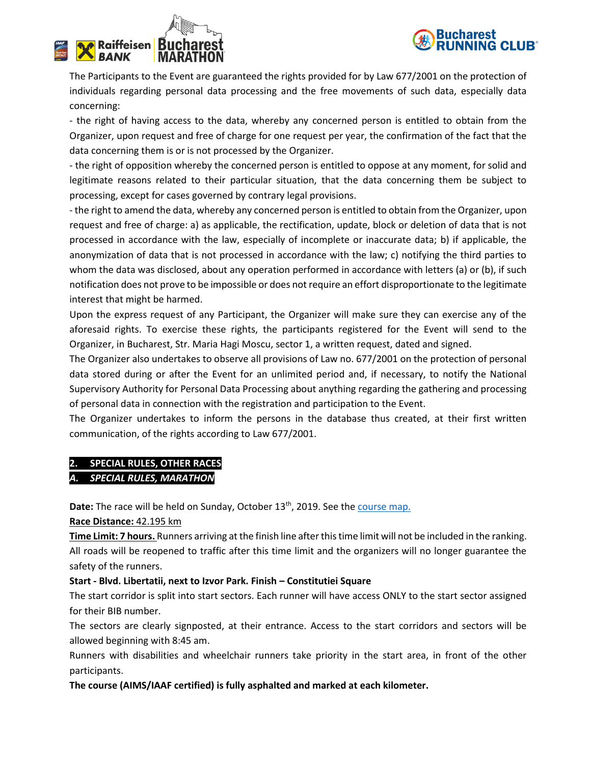The Participants to the Event are guaranteed the rights provided for by Law 677/2001 on the protection of individuals regarding personal data processing and the free movements of such data, especially data concerning:

- the right of having access to the data, whereby any concerned person is entitled to obtain from the Organizer, upon request and free of charge for one request per year, the confirmation of the fact that the data concerning them is or is not processed by the Organizer.
- the right of opposition whereby the concerned person is entitled to oppose at any moment, for solid and legitimate reasons related to their particular situation, that the data concerning them be subject to processing, except for cases governed by contrary legal provisions.
- the right to amend the data, whereby any concerned person is entitled to obtain from the Organizer, upon request and free of charge: a) as applicable, the rectification, update, block or deletion of data that is not processed in accordance with the law, especially of incomplete or inaccurate data; b) if applicable, the anonymization of data that is not processed in accordance with the law; c) notifying the third parties to whom the data was disclosed, about any operation performed in accordance with letters (a) or (b), if such notification does not prove to be impossible or does not require an effort disproportionate to the legitimate interest that might be harmed.

Upon the express request of any Participant, the Organizer will make sure they can exercise any of the aforesaid rights. To exercise these rights, the participants registered for the Event will send to the Organizer, in Bucharest, Str. Maria Hagi Moscu, sector 1, a written request, dated and signed.

The Organizer also undertakes to observe all provisions of Law no. 677/2001 on the protection of personal data stored during or after the Event for an unlimited period and, if necessary, to notify the National Supervisory Authority for Personal Data Processing about anything regarding the gathering and processing of personal data in connection with the registration and participation to the Event.

The Organizer undertakes to inform the persons in the database thus created, at their first written communication, of the rights according to Law 677/2001.

## 2. SPECIAL RULES, OTHER RACES

### *A. SPECIAL RULES, MARATHON*

**Date:** The race will be held on Sunday, October 13th, 2019. See the course map.

**Race Distance:** 42.195 km

**Time Limit: 7 hours.** Runners arriving at the finish line after this time limit will not be included in the ranking. All roads will be reopened to traffic after this time limit and the organizers will no longer guarantee the safety of the runners.

**Start - Blvd. Libertatii, next to Izvor Park. Finish – Constitutiei Square**

The start corridor is split into start sectors. Each runner will have access ONLY to the start sector assigned for their BIB number.

The sectors are clearly signposted, at their entrance. Access to the start corridors and sectors will be allowed beginning with 8:45 am.

Runners with disabilities and wheelchair runners take priority in the start area, in front of the other participants.

**The course (AIMS/IAAF certified) is fully asphalted and marked at each kilometer.**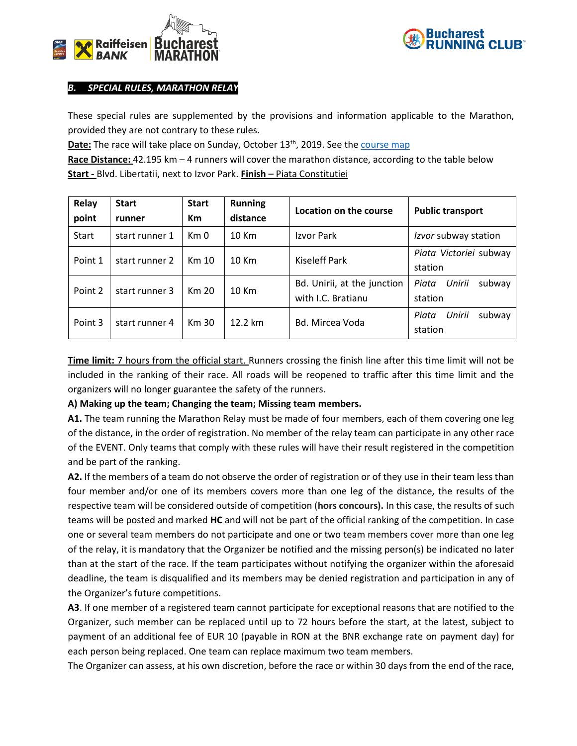## *B. SPECIAL RULES, MARATHON RELAY*

These special rules are supplemented by the provisions and information applicable to the Marathon, provided they are not contrary to these rules.

**Date:** The race will take place on Sunday, October 13th, 2019. See the course map

**Race Distance:** 42.195 km – 4 runners will cover the marathon distance, according to the table below

**Start -** Blvd. Libertatii, next to Izvor Park. **Finish** – Piata Constitutiei

| Relay point | Start runner | Start Km | Running distance | Location on the course | Public transport |
|---|---|---|---|---|---|
| Start | start runner 1 | Km 0 | 10 Km | Izvor Park | *Izvor* subway station |
| Point 1 | start runner 2 | Km 10 | 10 Km | Kiseleff Park | *Piata Victoriei* subway station |
| Point 2 | start runner 3 | Km 20 | 10 Km | Bd. Unirii, at the junction with I.C. Bratianu | *Piata Unirii* subway station |
| Point 3 | start runner 4 | Km 30 | 12.2 km | Bd. Mircea Voda | *Piata Unirii* subway station |

**Time limit:** 7 hours from the official start. Runners crossing the finish line after this time limit will not be included in the ranking of their race. All roads will be reopened to traffic after this time limit and the organizers will no longer guarantee the safety of the runners.

**A) Making up the team; Changing the team; Missing team members.**

**A1.** The team running the Marathon Relay must be made of four members, each of them covering one leg of the distance, in the order of registration. No member of the relay team can participate in any other race of the EVENT. Only teams that comply with these rules will have their result registered in the competition and be part of the ranking.

**A2.** If the members of a team do not observe the order of registration or of they use in their team less than four member and/or one of its members covers more than one leg of the distance, the results of the respective team will be considered outside of competition (**hors concours).** In this case, the results of such teams will be posted and marked **HC** and will not be part of the official ranking of the competition. In case one or several team members do not participate and one or two team members cover more than one leg of the relay, it is mandatory that the Organizer be notified and the missing person(s) be indicated no later than at the start of the race. If the team participates without notifying the organizer within the aforesaid deadline, the team is disqualified and its members may be denied registration and participation in any of the Organizer's future competitions.

**A3**. If one member of a registered team cannot participate for exceptional reasons that are notified to the Organizer, such member can be replaced until up to 72 hours before the start, at the latest, subject to payment of an additional fee of EUR 10 (payable in RON at the BNR exchange rate on payment day) for each person being replaced. One team can replace maximum two team members.

The Organizer can assess, at his own discretion, before the race or within 30 days from the end of the race,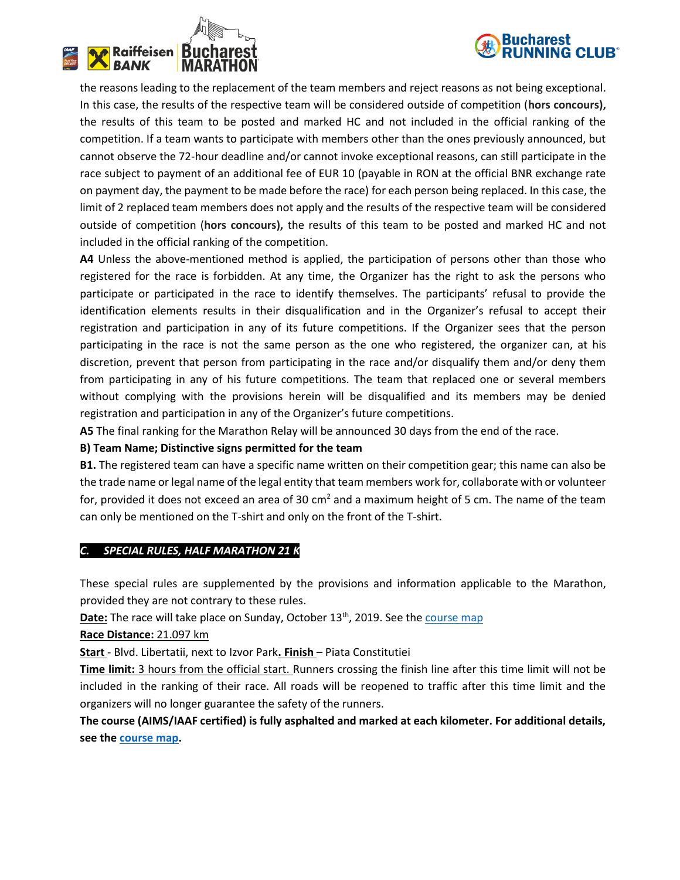the reasons leading to the replacement of the team members and reject reasons as not being exceptional. In this case, the results of the respective team will be considered outside of competition (**hors concours),** the results of this team to be posted and marked HC and not included in the official ranking of the competition. If a team wants to participate with members other than the ones previously announced, but cannot observe the 72-hour deadline and/or cannot invoke exceptional reasons, can still participate in the race subject to payment of an additional fee of EUR 10 (payable in RON at the official BNR exchange rate on payment day, the payment to be made before the race) for each person being replaced. In this case, the limit of 2 replaced team members does not apply and the results of the respective team will be considered outside of competition (**hors concours),** the results of this team to be posted and marked HC and not included in the official ranking of the competition.

**A4** Unless the above-mentioned method is applied, the participation of persons other than those who registered for the race is forbidden. At any time, the Organizer has the right to ask the persons who participate or participated in the race to identify themselves. The participants' refusal to provide the identification elements results in their disqualification and in the Organizer's refusal to accept their registration and participation in any of its future competitions. If the Organizer sees that the person participating in the race is not the same person as the one who registered, the organizer can, at his discretion, prevent that person from participating in the race and/or disqualify them and/or deny them from participating in any of his future competitions. The team that replaced one or several members without complying with the provisions herein will be disqualified and its members may be denied registration and participation in any of the Organizer's future competitions.

**A5** The final ranking for the Marathon Relay will be announced 30 days from the end of the race.

**B) Team Name; Distinctive signs permitted for the team**

**B1.** The registered team can have a specific name written on their competition gear; this name can also be the trade name or legal name of the legal entity that team members work for, collaborate with or volunteer for, provided it does not exceed an area of 30 cm$^2$ and a maximum height of 5 cm. The name of the team can only be mentioned on the T-shirt and only on the front of the T-shirt.

## *C. SPECIAL RULES, HALF MARATHON 21 K*

These special rules are supplemented by the provisions and information applicable to the Marathon, provided they are not contrary to these rules.

**Date:** The race will take place on Sunday, October 13th, 2019. See the course map

**Race Distance:** 21.097 km

**Start** - Blvd. Libertatii, next to Izvor Park**. Finish** – Piata Constitutiei

**Time limit:** 3 hours from the official start. Runners crossing the finish line after this time limit will not be included in the ranking of their race. All roads will be reopened to traffic after this time limit and the organizers will no longer guarantee the safety of the runners.

**The course (AIMS/IAAF certified) is fully asphalted and marked at each kilometer. For additional details, see the course map.**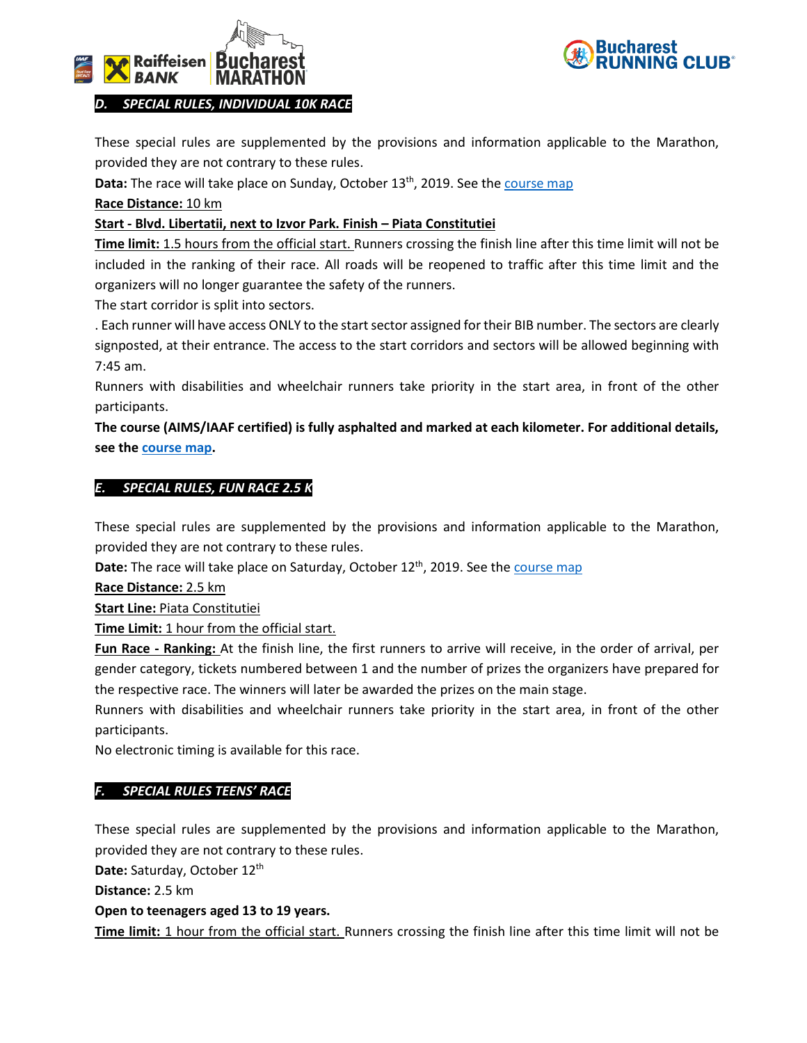## *D. SPECIAL RULES, INDIVIDUAL 10K RACE*

These special rules are supplemented by the provisions and information applicable to the Marathon, provided they are not contrary to these rules.

**Data:** The race will take place on Sunday, October 13th, 2019. See the course map

**Race Distance:** 10 km

**Start - Blvd. Libertatii, next to Izvor Park. Finish – Piata Constitutiei**

**Time limit:** 1.5 hours from the official start. Runners crossing the finish line after this time limit will not be included in the ranking of their race. All roads will be reopened to traffic after this time limit and the organizers will no longer guarantee the safety of the runners.

The start corridor is split into sectors.

. Each runner will have access ONLY to the start sector assigned for their BIB number. The sectors are clearly signposted, at their entrance. The access to the start corridors and sectors will be allowed beginning with 7:45 am.

Runners with disabilities and wheelchair runners take priority in the start area, in front of the other participants.

**The course (AIMS/IAAF certified) is fully asphalted and marked at each kilometer. For additional details, see the course map.**

## *E. SPECIAL RULES, FUN RACE 2.5 K*

These special rules are supplemented by the provisions and information applicable to the Marathon, provided they are not contrary to these rules.

**Date:** The race will take place on Saturday, October 12th, 2019. See the course map

**Race Distance:** 2.5 km

**Start Line:** Piata Constitutiei

**Time Limit:** 1 hour from the official start.

**Fun Race - Ranking:** At the finish line, the first runners to arrive will receive, in the order of arrival, per gender category, tickets numbered between 1 and the number of prizes the organizers have prepared for the respective race. The winners will later be awarded the prizes on the main stage.

Runners with disabilities and wheelchair runners take priority in the start area, in front of the other participants.

No electronic timing is available for this race.

## *F. SPECIAL RULES TEENS' RACE*

These special rules are supplemented by the provisions and information applicable to the Marathon, provided they are not contrary to these rules.

**Date:** Saturday, October 12th

**Distance:** 2.5 km

**Open to teenagers aged 13 to 19 years.**

**Time limit:** 1 hour from the official start. Runners crossing the finish line after this time limit will not be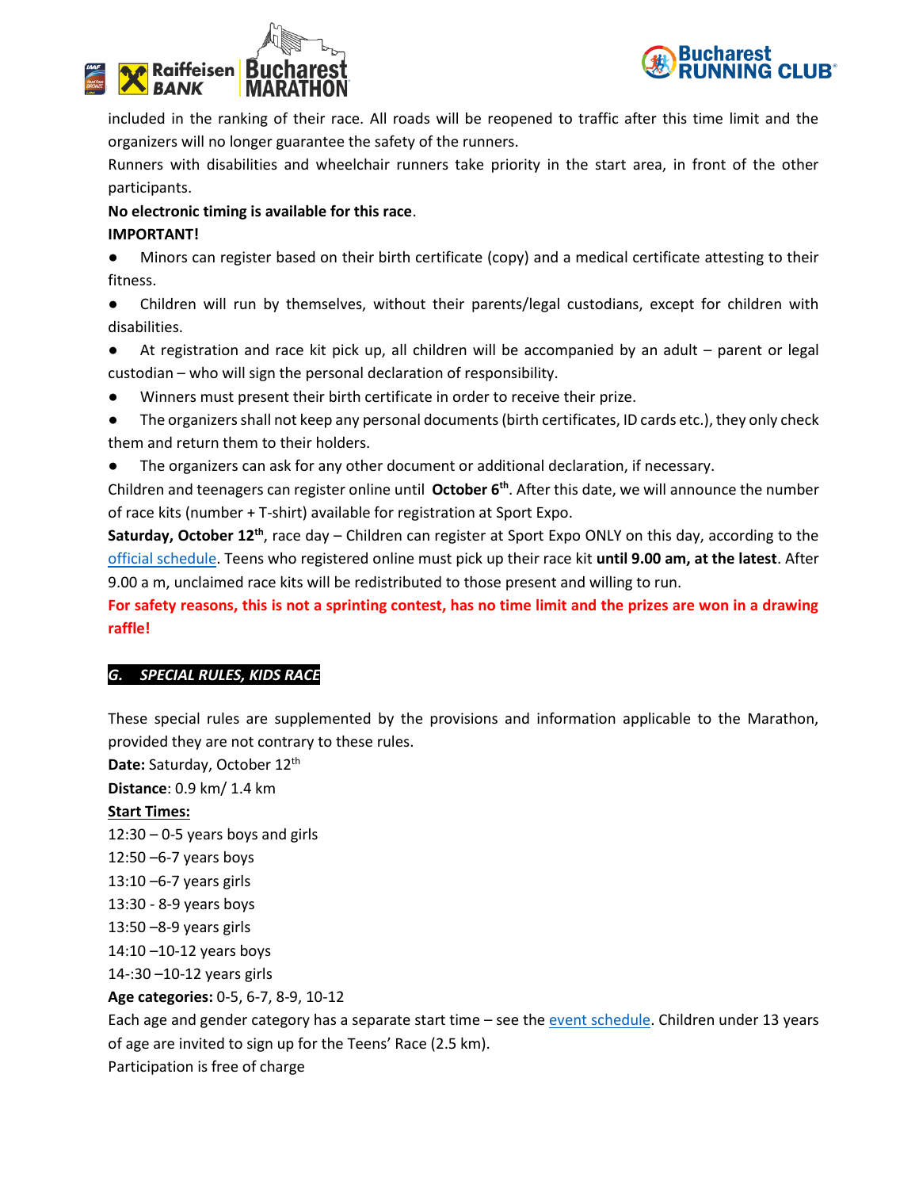included in the ranking of their race. All roads will be reopened to traffic after this time limit and the organizers will no longer guarantee the safety of the runners.

Runners with disabilities and wheelchair runners take priority in the start area, in front of the other participants.

**No electronic timing is available for this race**.

**IMPORTANT!**

- Minors can register based on their birth certificate (copy) and a medical certificate attesting to their fitness.
- Children will run by themselves, without their parents/legal custodians, except for children with disabilities.
- At registration and race kit pick up, all children will be accompanied by an adult – parent or legal custodian – who will sign the personal declaration of responsibility.
- Winners must present their birth certificate in order to receive their prize.
- The organizers shall not keep any personal documents (birth certificates, ID cards etc.), they only check them and return them to their holders.
- The organizers can ask for any other document or additional declaration, if necessary.

Children and teenagers can register online until **October 6th**. After this date, we will announce the number of race kits (number + T-shirt) available for registration at Sport Expo.

**Saturday, October 12th**, race day – Children can register at Sport Expo ONLY on this day, according to the official schedule. Teens who registered online must pick up their race kit **until 9.00 am, at the latest**. After 9.00 a m, unclaimed race kits will be redistributed to those present and willing to run.

**For safety reasons, this is not a sprinting contest, has no time limit and the prizes are won in a drawing raffle!**

## *G. SPECIAL RULES, KIDS RACE*

These special rules are supplemented by the provisions and information applicable to the Marathon, provided they are not contrary to these rules.

**Date:** Saturday, October 12th

**Distance**: 0.9 km/ 1.4 km

**Start Times:**

12:30 – 0-5 years boys and girls
12:50 –6-7 years boys
13:10 –6-7 years girls
13:30 - 8-9 years boys
13:50 –8-9 years girls
14:10 –10-12 years boys
14-:30 –10-12 years girls

**Age categories:** 0-5, 6-7, 8-9, 10-12

Each age and gender category has a separate start time – see the event schedule. Children under 13 years of age are invited to sign up for the Teens' Race (2.5 km).

Participation is free of charge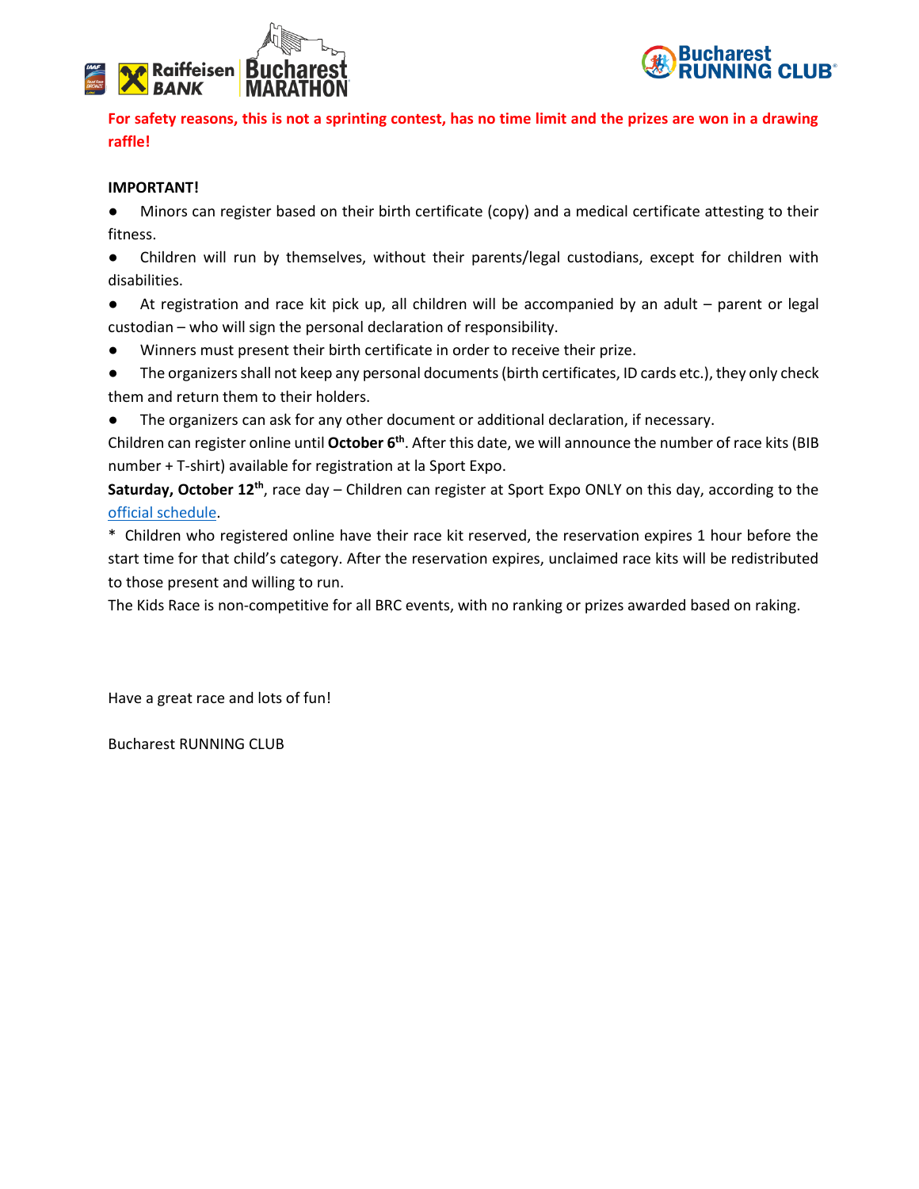**For safety reasons, this is not a sprinting contest, has no time limit and the prizes are won in a drawing raffle!**

**IMPORTANT!**

- Minors can register based on their birth certificate (copy) and a medical certificate attesting to their fitness.
- Children will run by themselves, without their parents/legal custodians, except for children with disabilities.
- At registration and race kit pick up, all children will be accompanied by an adult – parent or legal custodian – who will sign the personal declaration of responsibility.
- Winners must present their birth certificate in order to receive their prize.
- The organizers shall not keep any personal documents (birth certificates, ID cards etc.), they only check them and return them to their holders.
- The organizers can ask for any other document or additional declaration, if necessary.

Children can register online until **October 6th**. After this date, we will announce the number of race kits (BIB number + T-shirt) available for registration at la Sport Expo.

**Saturday, October 12th**, race day – Children can register at Sport Expo ONLY on this day, according to the official schedule.

* Children who registered online have their race kit reserved, the reservation expires 1 hour before the start time for that child's category. After the reservation expires, unclaimed race kits will be redistributed to those present and willing to run.

The Kids Race is non-competitive for all BRC events, with no ranking or prizes awarded based on raking.

Have a great race and lots of fun!

Bucharest RUNNING CLUB